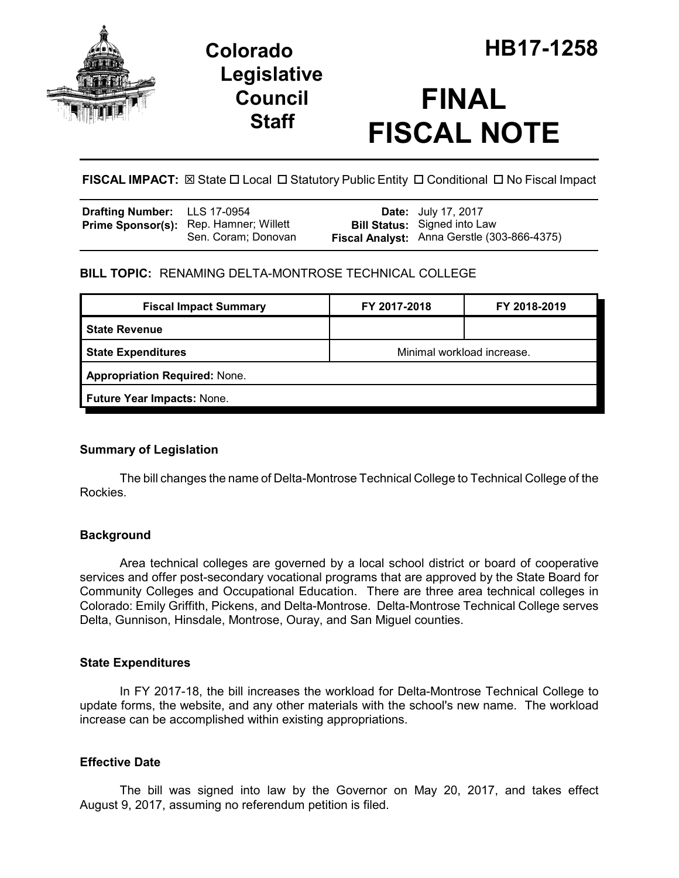# Colorado Legislative Council Staff

# HB17-1258

# FINAL FISCAL NOTE

**FISCAL IMPACT:** ☒ State ☐ Local ☐ Statutory Public Entity ☐ Conditional ☐ No Fiscal Impact

| | | | |
|---|---|---|---|
| **Drafting Number:** | LLS 17-0954 | **Date:** | July 17, 2017 |
| **Prime Sponsor(s):** | Rep. Hamner; Willett<br>Sen. Coram; Donovan | **Bill Status:** | Signed into Law |
| | | **Fiscal Analyst:** | Anna Gerstle (303-866-4375) |

**BILL TOPIC:** RENAMING DELTA-MONTROSE TECHNICAL COLLEGE

| Fiscal Impact Summary | FY 2017-2018 | FY 2018-2019 |
|---|---|---|
| **State Revenue** | | |
| **State Expenditures** | Minimal workload increase. | |
| **Appropriation Required:** None. | | |
| **Future Year Impacts:** None. | | |

### Summary of Legislation

The bill changes the name of Delta-Montrose Technical College to Technical College of the Rockies.

### Background

Area technical colleges are governed by a local school district or board of cooperative services and offer post-secondary vocational programs that are approved by the State Board for Community Colleges and Occupational Education. There are three area technical colleges in Colorado: Emily Griffith, Pickens, and Delta-Montrose. Delta-Montrose Technical College serves Delta, Gunnison, Hinsdale, Montrose, Ouray, and San Miguel counties.

### State Expenditures

In FY 2017-18, the bill increases the workload for Delta-Montrose Technical College to update forms, the website, and any other materials with the school's new name. The workload increase can be accomplished within existing appropriations.

### Effective Date

The bill was signed into law by the Governor on May 20, 2017, and takes effect August 9, 2017, assuming no referendum petition is filed.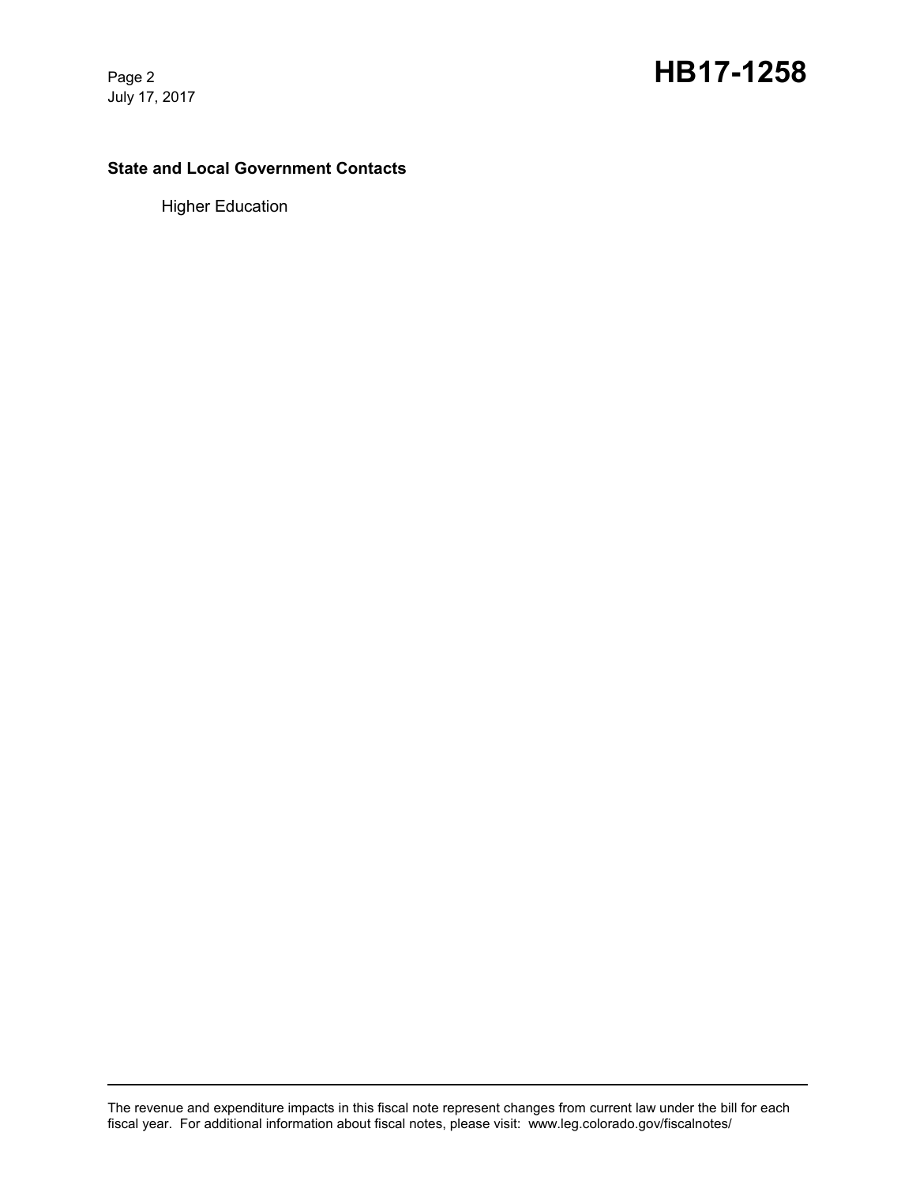**State and Local Government Contacts**

Higher Education

The revenue and expenditure impacts in this fiscal note represent changes from current law under the bill for each fiscal year. For additional information about fiscal notes, please visit: www.leg.colorado.gov/fiscalnotes/